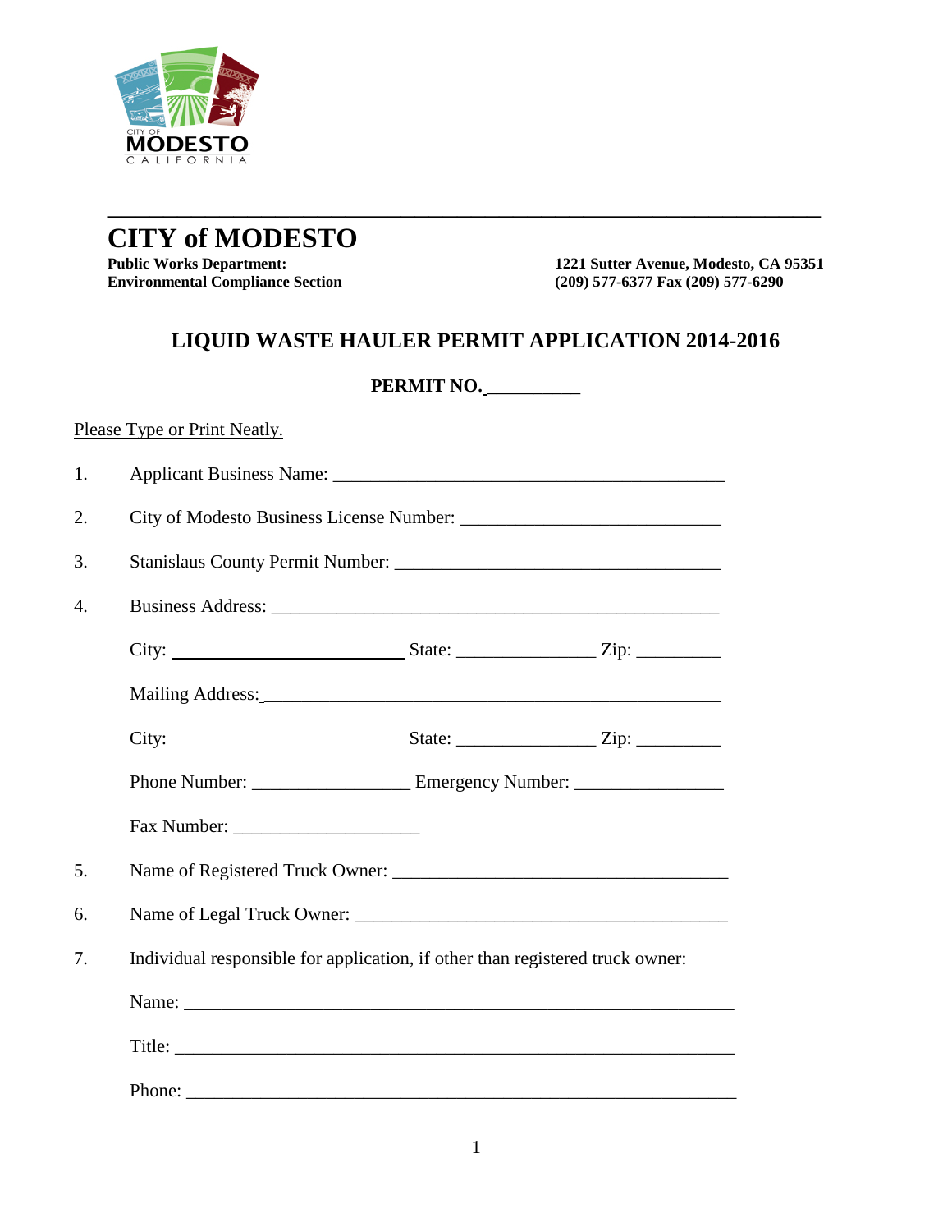# CITY of MODESTO

**Public Works Department:**
**Environmental Compliance Section**

**1221 Sutter Avenue, Modesto, CA 95351**
**(209) 577-6377 Fax (209) 577-6290**

## LIQUID WASTE HAULER PERMIT APPLICATION 2014-2016

**PERMIT NO. __________**

Please Type or Print Neatly.

1. Applicant Business Name: ___________________________________________

2. City of Modesto Business License Number: ____________________________

3. Stanislaus County Permit Number: __________________________________

4. Business Address: _________________________________________________

   City: _________________________ State: _______________ Zip: _________

   Mailing Address: _________________________________________________

   City: _________________________ State: _______________ Zip: _________

   Phone Number: _________________ Emergency Number: ________________

   Fax Number: ____________________

5. Name of Registered Truck Owner: ___________________________________

6. Name of Legal Truck Owner: _______________________________________

7. Individual responsible for application, if other than registered truck owner:

   Name: ____________________________________________________________

   Title: _____________________________________________________________

   Phone: ____________________________________________________________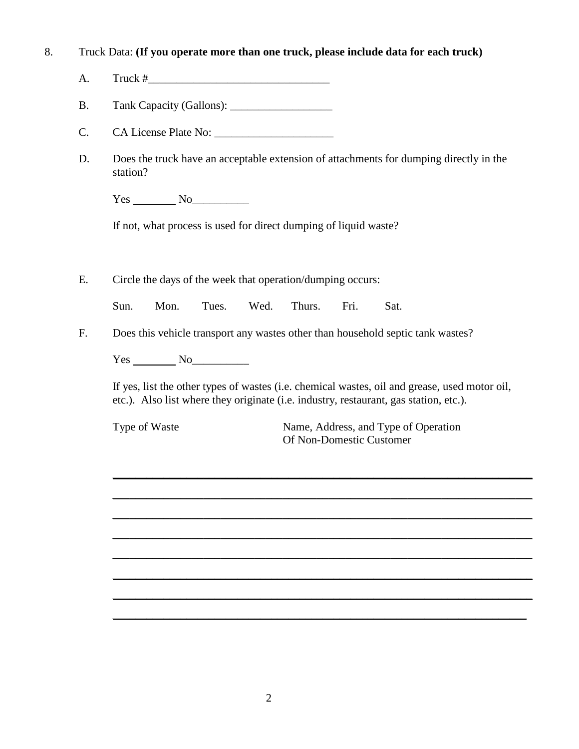8. Truck Data: **(If you operate more than one truck, please include data for each truck)**

   A. Truck #________________________________

   B. Tank Capacity (Gallons): __________________

   C. CA License Plate No: _____________________

   D. Does the truck have an acceptable extension of attachments for dumping directly in the station?

      Yes ________ No__________

      If not, what process is used for direct dumping of liquid waste?

   E. Circle the days of the week that operation/dumping occurs:

      Sun. Mon. Tues. Wed. Thurs. Fri. Sat.

   F. Does this vehicle transport any wastes other than household septic tank wastes?

      Yes ________ No__________

      If yes, list the other types of wastes (i.e. chemical wastes, oil and grease, used motor oil, etc.). Also list where they originate (i.e. industry, restaurant, gas station, etc.).

      | Type of Waste | Name, Address, and Type of Operation Of Non-Domestic Customer |
      | --- | --- |
      | | |
      | | |
      | | |
      | | |
      | | |
      | | |
      | | |
      | | |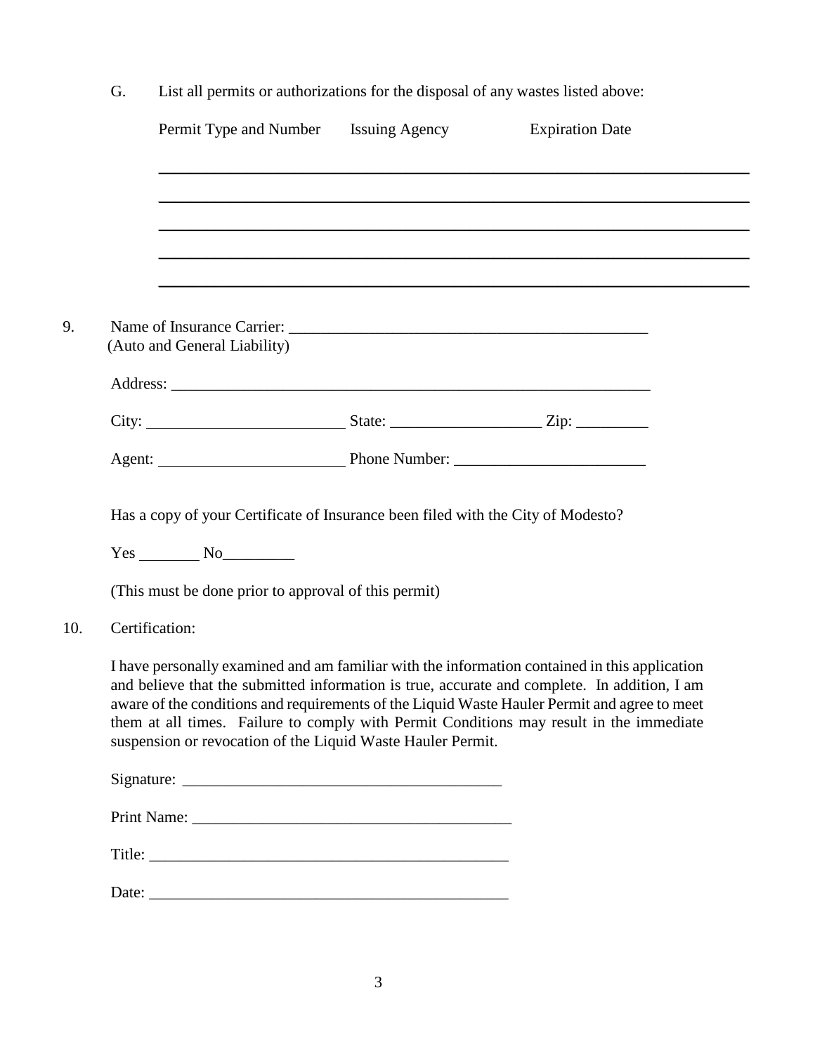G. List all permits or authorizations for the disposal of any wastes listed above:

| Permit Type and Number | Issuing Agency | Expiration Date |
| --- | --- | --- |
| | | |
| | | |
| | | |
| | | |
| | | |

9. Name of Insurance Carrier: _______________________________________________
(Auto and General Liability)

Address: ____________________________________________________________

City: ________________________ State: __________________ Zip: _________

Agent: _______________________ Phone Number: _______________________

Has a copy of your Certificate of Insurance been filed with the City of Modesto?

Yes ________ No_________

(This must be done prior to approval of this permit)

10. Certification:

I have personally examined and am familiar with the information contained in this application and believe that the submitted information is true, accurate and complete. In addition, I am aware of the conditions and requirements of the Liquid Waste Hauler Permit and agree to meet them at all times. Failure to comply with Permit Conditions may result in the immediate suspension or revocation of the Liquid Waste Hauler Permit.

Signature: ______________________________________

Print Name: _____________________________________

Title: __________________________________________

Date: __________________________________________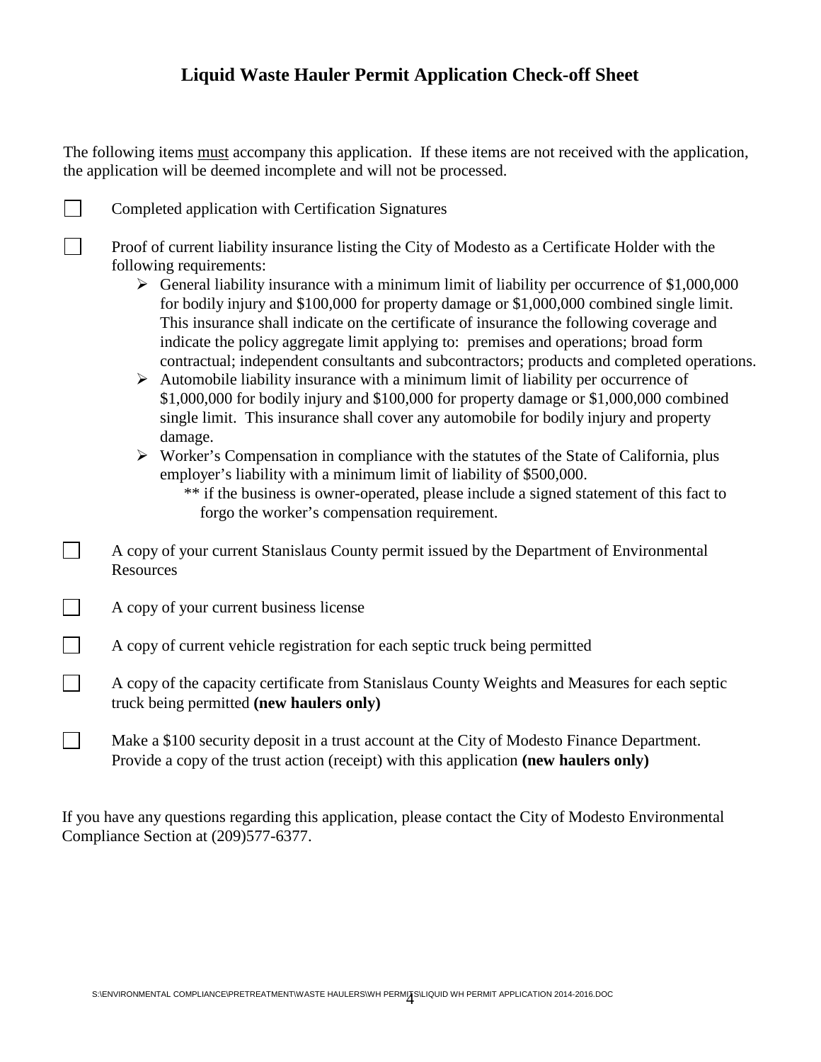# Liquid Waste Hauler Permit Application Check-off Sheet

The following items <u>must</u> accompany this application. If these items are not received with the application, the application will be deemed incomplete and will not be processed.

- [ ] Completed application with Certification Signatures

- [ ] Proof of current liability insurance listing the City of Modesto as a Certificate Holder with the following requirements:
  - General liability insurance with a minimum limit of liability per occurrence of $1,000,000 for bodily injury and $100,000 for property damage or $1,000,000 combined single limit. This insurance shall indicate on the certificate of insurance the following coverage and indicate the policy aggregate limit applying to: premises and operations; broad form contractual; independent consultants and subcontractors; products and completed operations.
  - Automobile liability insurance with a minimum limit of liability per occurrence of $1,000,000 for bodily injury and $100,000 for property damage or $1,000,000 combined single limit. This insurance shall cover any automobile for bodily injury and property damage.
  - Worker's Compensation in compliance with the statutes of the State of California, plus employer's liability with a minimum limit of liability of $500,000.
    - ** if the business is owner-operated, please include a signed statement of this fact to forgo the worker's compensation requirement.

- [ ] A copy of your current Stanislaus County permit issued by the Department of Environmental Resources

- [ ] A copy of your current business license

- [ ] A copy of current vehicle registration for each septic truck being permitted

- [ ] A copy of the capacity certificate from Stanislaus County Weights and Measures for each septic truck being permitted **(new haulers only)**

- [ ] Make a $100 security deposit in a trust account at the City of Modesto Finance Department. Provide a copy of the trust action (receipt) with this application **(new haulers only)**

If you have any questions regarding this application, please contact the City of Modesto Environmental Compliance Section at (209)577-6377.